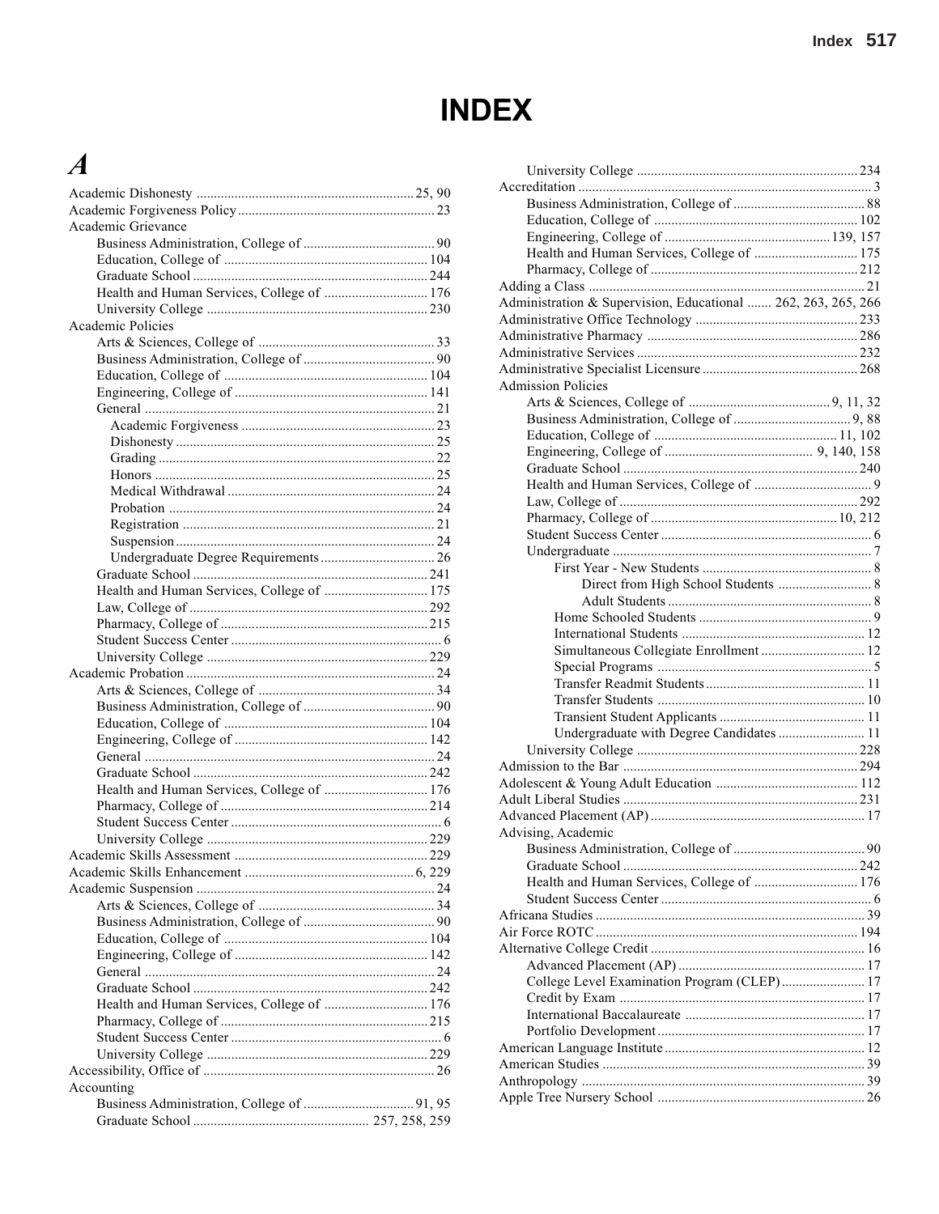# INDEX

## A

Academic Dishonesty .......... 25, 90
Academic Forgiveness Policy .......... 23
Academic Grievance
- Business Administration, College of .......... 90
- Education, College of .......... 104
- Graduate School .......... 244
- Health and Human Services, College of .......... 176
- University College .......... 230

Academic Policies
- Arts & Sciences, College of .......... 33
- Business Administration, College of .......... 90
- Education, College of .......... 104
- Engineering, College of .......... 141
- General .......... 21
  - Academic Forgiveness .......... 23
  - Dishonesty .......... 25
  - Grading .......... 22
  - Honors .......... 25
  - Medical Withdrawal .......... 24
  - Probation .......... 24
  - Registration .......... 21
  - Suspension .......... 24
  - Undergraduate Degree Requirements .......... 26
- Graduate School .......... 241
- Health and Human Services, College of .......... 175
- Law, College of .......... 292
- Pharmacy, College of .......... 215
- Student Success Center .......... 6
- University College .......... 229

Academic Probation .......... 24
- Arts & Sciences, College of .......... 34
- Business Administration, College of .......... 90
- Education, College of .......... 104
- Engineering, College of .......... 142
- General .......... 24
- Graduate School .......... 242
- Health and Human Services, College of .......... 176
- Pharmacy, College of .......... 214
- Student Success Center .......... 6
- University College .......... 229

Academic Skills Assessment .......... 229
Academic Skills Enhancement .......... 6, 229
Academic Suspension .......... 24
- Arts & Sciences, College of .......... 34
- Business Administration, College of .......... 90
- Education, College of .......... 104
- Engineering, College of .......... 142
- General .......... 24
- Graduate School .......... 242
- Health and Human Services, College of .......... 176
- Pharmacy, College of .......... 215
- Student Success Center .......... 6
- University College .......... 229

Accessibility, Office of .......... 26
Accounting
- Business Administration, College of .......... 91, 95
- Graduate School .......... 257, 258, 259
- University College .......... 234

Accreditation .......... 3
- Business Administration, College of .......... 88
- Education, College of .......... 102
- Engineering, College of .......... 139, 157
- Health and Human Services, College of .......... 175
- Pharmacy, College of .......... 212

Adding a Class .......... 21
Administration & Supervision, Educational .......... 262, 263, 265, 266
Administrative Office Technology .......... 233
Administrative Pharmacy .......... 286
Administrative Services .......... 232
Administrative Specialist Licensure .......... 268
Admission Policies
- Arts & Sciences, College of .......... 9, 11, 32
- Business Administration, College of .......... 9, 88
- Education, College of .......... 11, 102
- Engineering, College of .......... 9, 140, 158
- Graduate School .......... 240
- Health and Human Services, College of .......... 9
- Law, College of .......... 292
- Pharmacy, College of .......... 10, 212
- Student Success Center .......... 6
- Undergraduate .......... 7
  - First Year - New Students .......... 8
    - Direct from High School Students .......... 8
    - Adult Students .......... 8
  - Home Schooled Students .......... 9
  - International Students .......... 12
  - Simultaneous Collegiate Enrollment .......... 12
  - Special Programs .......... 5
  - Transfer Readmit Students .......... 11
  - Transfer Students .......... 10
  - Transient Student Applicants .......... 11
  - Undergraduate with Degree Candidates .......... 11
- University College .......... 228

Admission to the Bar .......... 294
Adolescent & Young Adult Education .......... 112
Adult Liberal Studies .......... 231
Advanced Placement (AP) .......... 17
Advising, Academic
- Business Administration, College of .......... 90
- Graduate School .......... 242
- Health and Human Services, College of .......... 176
- Student Success Center .......... 6

Africana Studies .......... 39
Air Force ROTC .......... 194
Alternative College Credit .......... 16
- Advanced Placement (AP) .......... 17
- College Level Examination Program (CLEP) .......... 17
- Credit by Exam .......... 17
- International Baccalaureate .......... 17
- Portfolio Development .......... 17

American Language Institute .......... 12
American Studies .......... 39
Anthropology .......... 39
Apple Tree Nursery School .......... 26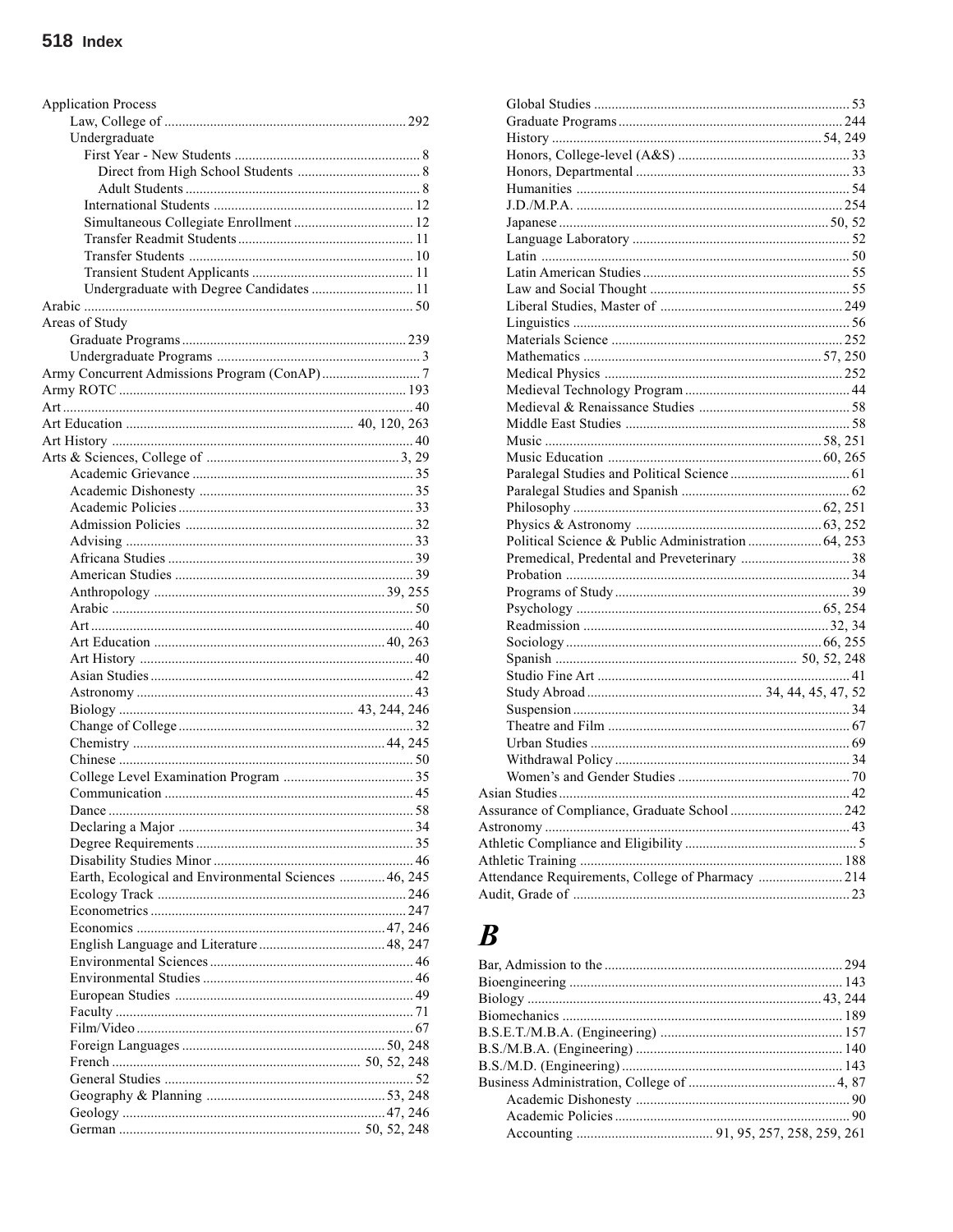Application Process
- Law, College of ... 292
- Undergraduate
  - First Year - New Students ... 8
    - Direct from High School Students ... 8
    - Adult Students ... 8
  - International Students ... 12
  - Simultaneous Collegiate Enrollment ... 12
  - Transfer Readmit Students ... 11
  - Transfer Students ... 10
  - Transient Student Applicants ... 11
  - Undergraduate with Degree Candidates ... 11

Arabic ... 50

Areas of Study
- Graduate Programs ... 239
- Undergraduate Programs ... 3

Army Concurrent Admissions Program (ConAP) ... 7

Army ROTC ... 193

Art ... 40

Art Education ... 40, 120, 263

Art History ... 40

Arts & Sciences, College of ... 3, 29
- Academic Grievance ... 35
- Academic Dishonesty ... 35
- Academic Policies ... 33
- Admission Policies ... 32
- Advising ... 33
- Africana Studies ... 39
- American Studies ... 39
- Anthropology ... 39, 255
- Arabic ... 50
- Art ... 40
- Art Education ... 40, 263
- Art History ... 40
- Asian Studies ... 42
- Astronomy ... 43
- Biology ... 43, 244, 246
- Change of College ... 32
- Chemistry ... 44, 245
- Chinese ... 50
- College Level Examination Program ... 35
- Communication ... 45
- Dance ... 58
- Declaring a Major ... 34
- Degree Requirements ... 35
- Disability Studies Minor ... 46
- Earth, Ecological and Environmental Sciences ... 46, 245
- Ecology Track ... 246
- Econometrics ... 247
- Economics ... 47, 246
- English Language and Literature ... 48, 247
- Environmental Sciences ... 46
- Environmental Studies ... 46
- European Studies ... 49
- Faculty ... 71
- Film/Video ... 67
- Foreign Languages ... 50, 248
- French ... 50, 52, 248
- General Studies ... 52
- Geography & Planning ... 53, 248
- Geology ... 47, 246
- German ... 50, 52, 248
- Global Studies ... 53
- Graduate Programs ... 244
- History ... 54, 249
- Honors, College-level (A&S) ... 33
- Honors, Departmental ... 33
- Humanities ... 54
- J.D./M.P.A. ... 254
- Japanese ... 50, 52
- Language Laboratory ... 52
- Latin ... 50
- Latin American Studies ... 55
- Law and Social Thought ... 55
- Liberal Studies, Master of ... 249
- Linguistics ... 56
- Materials Science ... 252
- Mathematics ... 57, 250
- Medical Physics ... 252
- Medieval Technology Program ... 44
- Medieval & Renaissance Studies ... 58
- Middle East Studies ... 58
- Music ... 58, 251
- Music Education ... 60, 265
- Paralegal Studies and Political Science ... 61
- Paralegal Studies and Spanish ... 62
- Philosophy ... 62, 251
- Physics & Astronomy ... 63, 252
- Political Science & Public Administration ... 64, 253
- Premedical, Predental and Preveterinary ... 38
- Probation ... 34
- Programs of Study ... 39
- Psychology ... 65, 254
- Readmission ... 32, 34
- Sociology ... 66, 255
- Spanish ... 50, 52, 248
- Studio Fine Art ... 41
- Study Abroad ... 34, 44, 45, 47, 52
- Suspension ... 34
- Theatre and Film ... 67
- Urban Studies ... 69
- Withdrawal Policy ... 34
- Women's and Gender Studies ... 70

Asian Studies ... 42

Assurance of Compliance, Graduate School ... 242

Astronomy ... 43

Athletic Compliance and Eligibility ... 5

Athletic Training ... 188

Attendance Requirements, College of Pharmacy ... 214

Audit, Grade of ... 23

# *B*

Bar, Admission to the ... 294

Bioengineering ... 143

Biology ... 43, 244

Biomechanics ... 189

B.S.E.T./M.B.A. (Engineering) ... 157

B.S./M.B.A. (Engineering) ... 140

B.S./M.D. (Engineering) ... 143

Business Administration, College of ... 4, 87
- Academic Dishonesty ... 90
- Academic Policies ... 90
- Accounting ... 91, 95, 257, 258, 259, 261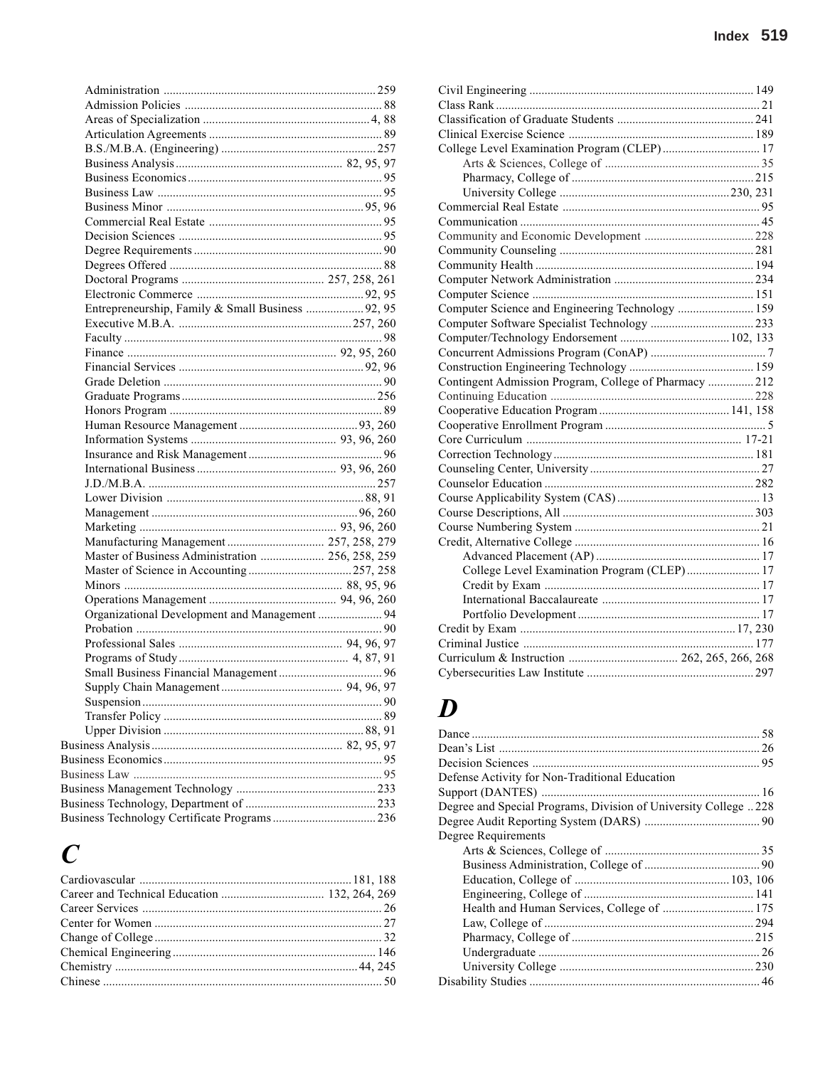- Administration ... 259
- Admission Policies ... 88
- Areas of Specialization ... 4, 88
- Articulation Agreements ... 89
- B.S./M.B.A. (Engineering) ... 257
- Business Analysis ... 82, 95, 97
- Business Economics ... 95
- Business Law ... 95
- Business Minor ... 95, 96
- Commercial Real Estate ... 95
- Decision Sciences ... 95
- Degree Requirements ... 90
- Degrees Offered ... 88
- Doctoral Programs ... 257, 258, 261
- Electronic Commerce ... 92, 95
- Entrepreneurship, Family & Small Business ... 92, 95
- Executive M.B.A. ... 257, 260
- Faculty ... 98
- Finance ... 92, 95, 260
- Financial Services ... 92, 96
- Grade Deletion ... 90
- Graduate Programs ... 256
- Honors Program ... 89
- Human Resource Management ... 93, 260
- Information Systems ... 93, 96, 260
- Insurance and Risk Management ... 96
- International Business ... 93, 96, 260
- J.D./M.B.A. ... 257
- Lower Division ... 88, 91
- Management ... 96, 260
- Marketing ... 93, 96, 260
- Manufacturing Management ... 257, 258, 279
- Master of Business Administration ... 256, 258, 259
- Master of Science in Accounting ... 257, 258
- Minors ... 88, 95, 96
- Operations Management ... 94, 96, 260
- Organizational Development and Management ... 94
- Probation ... 90
- Professional Sales ... 94, 96, 97
- Programs of Study ... 4, 87, 91
- Small Business Financial Management ... 96
- Supply Chain Management ... 94, 96, 97
- Suspension ... 90
- Transfer Policy ... 89
- Upper Division ... 88, 91

Business Analysis ... 82, 95, 97
Business Economics ... 95
Business Law ... 95
Business Management Technology ... 233
Business Technology, Department of ... 233
Business Technology Certificate Programs ... 236

# C

Cardiovascular ... 181, 188
Career and Technical Education ... 132, 264, 269
Career Services ... 26
Center for Women ... 27
Change of College ... 32
Chemical Engineering ... 146
Chemistry ... 44, 245
Chinese ... 50
Civil Engineering ... 149
Class Rank ... 21
Classification of Graduate Students ... 241
Clinical Exercise Science ... 189
College Level Examination Program (CLEP) ... 17
- Arts & Sciences, College of ... 35
- Pharmacy, College of ... 215
- University College ... 230, 231

Commercial Real Estate ... 95
Communication ... 45
Community and Economic Development ... 228
Community Counseling ... 281
Community Health ... 194
Computer Network Administration ... 234
Computer Science ... 151
Computer Science and Engineering Technology ... 159
Computer Software Specialist Technology ... 233
Computer/Technology Endorsement ... 102, 133
Concurrent Admissions Program (ConAP) ... 7
Construction Engineering Technology ... 159
Contingent Admission Program, College of Pharmacy ... 212
Continuing Education ... 228
Cooperative Education Program ... 141, 158
Cooperative Enrollment Program ... 5
Core Curriculum ... 17-21
Correction Technology ... 181
Counseling Center, University ... 27
Counselor Education ... 282
Course Applicability System (CAS) ... 13
Course Descriptions, All ... 303
Course Numbering System ... 21
Credit, Alternative College ... 16
- Advanced Placement (AP) ... 17
- College Level Examination Program (CLEP) ... 17
- Credit by Exam ... 17
- International Baccalaureate ... 17
- Portfolio Development ... 17

Credit by Exam ... 17, 230
Criminal Justice ... 177
Curriculum & Instruction ... 262, 265, 266, 268
Cybersecurities Law Institute ... 297

# D

Dance ... 58
Dean's List ... 26
Decision Sciences ... 95
Defense Activity for Non-Traditional Education Support (DANTES) ... 16
Degree and Special Programs, Division of University College .. 228
Degree Audit Reporting System (DARS) ... 90
Degree Requirements
- Arts & Sciences, College of ... 35
- Business Administration, College of ... 90
- Education, College of ... 103, 106
- Engineering, College of ... 141
- Health and Human Services, College of ... 175
- Law, College of ... 294
- Pharmacy, College of ... 215
- Undergraduate ... 26
- University College ... 230

Disability Studies ... 46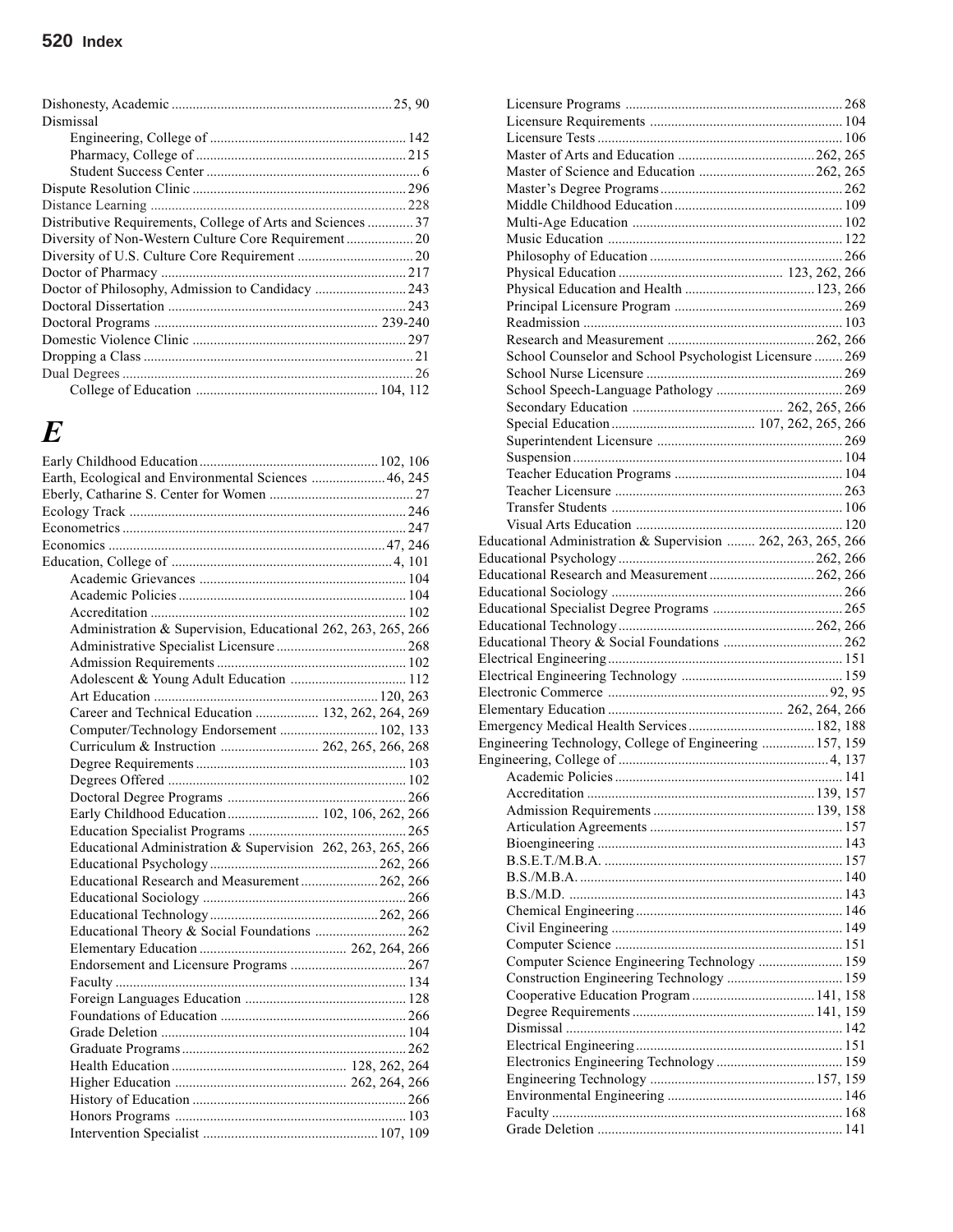Dishonesty, Academic ..... 25, 90
Dismissal
- Engineering, College of ..... 142
- Pharmacy, College of ..... 215
- Student Success Center ..... 6

Dispute Resolution Clinic ..... 296
Distance Learning ..... 228
Distributive Requirements, College of Arts and Sciences ..... 37
Diversity of Non-Western Culture Core Requirement ..... 20
Diversity of U.S. Culture Core Requirement ..... 20
Doctor of Pharmacy ..... 217
Doctor of Philosophy, Admission to Candidacy ..... 243
Doctoral Dissertation ..... 243
Doctoral Programs ..... 239-240
Domestic Violence Clinic ..... 297
Dropping a Class ..... 21
Dual Degrees ..... 26
- College of Education ..... 104, 112

# *E*

Early Childhood Education ..... 102, 106
Earth, Ecological and Environmental Sciences ..... 46, 245
Eberly, Catharine S. Center for Women ..... 27
Ecology Track ..... 246
Econometrics ..... 247
Economics ..... 47, 246
Education, College of ..... 4, 101
- Academic Grievances ..... 104
- Academic Policies ..... 104
- Accreditation ..... 102
- Administration & Supervision, Educational 262, 263, 265, 266
- Administrative Specialist Licensure ..... 268
- Admission Requirements ..... 102
- Adolescent & Young Adult Education ..... 112
- Art Education ..... 120, 263
- Career and Technical Education ..... 132, 262, 264, 269
- Computer/Technology Endorsement ..... 102, 133
- Curriculum & Instruction ..... 262, 265, 266, 268
- Degree Requirements ..... 103
- Degrees Offered ..... 102
- Doctoral Degree Programs ..... 266
- Early Childhood Education ..... 102, 106, 262, 266
- Education Specialist Programs ..... 265
- Educational Administration & Supervision 262, 263, 265, 266
- Educational Psychology ..... 262, 266
- Educational Research and Measurement ..... 262, 266
- Educational Sociology ..... 266
- Educational Technology ..... 262, 266
- Educational Theory & Social Foundations ..... 262
- Elementary Education ..... 262, 264, 266
- Endorsement and Licensure Programs ..... 267
- Faculty ..... 134
- Foreign Languages Education ..... 128
- Foundations of Education ..... 266
- Grade Deletion ..... 104
- Graduate Programs ..... 262
- Health Education ..... 128, 262, 264
- Higher Education ..... 262, 264, 266
- History of Education ..... 266
- Honors Programs ..... 103
- Intervention Specialist ..... 107, 109
- Licensure Programs ..... 268
- Licensure Requirements ..... 104
- Licensure Tests ..... 106
- Master of Arts and Education ..... 262, 265
- Master of Science and Education ..... 262, 265
- Master's Degree Programs ..... 262
- Middle Childhood Education ..... 109
- Multi-Age Education ..... 102
- Music Education ..... 122
- Philosophy of Education ..... 266
- Physical Education ..... 123, 262, 266
- Physical Education and Health ..... 123, 266
- Principal Licensure Program ..... 269
- Readmission ..... 103
- Research and Measurement ..... 262, 266
- School Counselor and School Psychologist Licensure ..... 269
- School Nurse Licensure ..... 269
- School Speech-Language Pathology ..... 269
- Secondary Education ..... 262, 265, 266
- Special Education ..... 107, 262, 265, 266
- Superintendent Licensure ..... 269
- Suspension ..... 104
- Teacher Education Programs ..... 104
- Teacher Licensure ..... 263
- Transfer Students ..... 106
- Visual Arts Education ..... 120

Educational Administration & Supervision ..... 262, 263, 265, 266
Educational Psychology ..... 262, 266
Educational Research and Measurement ..... 262, 266
Educational Sociology ..... 266
Educational Specialist Degree Programs ..... 265
Educational Technology ..... 262, 266
Educational Theory & Social Foundations ..... 262
Electrical Engineering ..... 151
Electrical Engineering Technology ..... 159
Electronic Commerce ..... 92, 95
Elementary Education ..... 262, 264, 266
Emergency Medical Health Services ..... 182, 188
Engineering Technology, College of Engineering ..... 157, 159
Engineering, College of ..... 4, 137
- Academic Policies ..... 141
- Accreditation ..... 139, 157
- Admission Requirements ..... 139, 158
- Articulation Agreements ..... 157
- Bioengineering ..... 143
- B.S.E.T./M.B.A. ..... 157
- B.S./M.B.A. ..... 140
- B.S./M.D. ..... 143
- Chemical Engineering ..... 146
- Civil Engineering ..... 149
- Computer Science ..... 151
- Computer Science Engineering Technology ..... 159
- Construction Engineering Technology ..... 159
- Cooperative Education Program ..... 141, 158
- Degree Requirements ..... 141, 159
- Dismissal ..... 142
- Electrical Engineering ..... 151
- Electronics Engineering Technology ..... 159
- Engineering Technology ..... 157, 159
- Environmental Engineering ..... 146
- Faculty ..... 168
- Grade Deletion ..... 141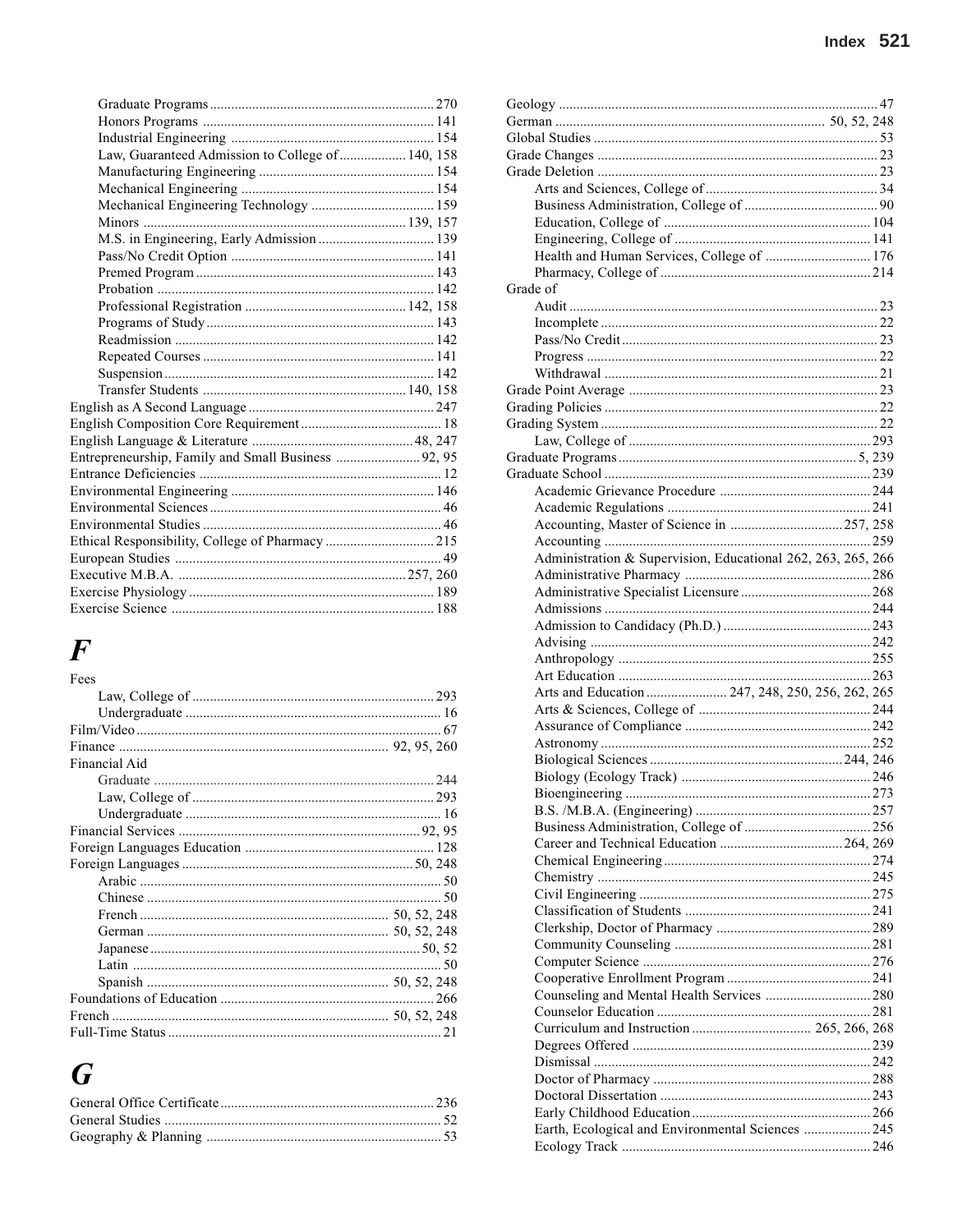- Graduate Programs 270
- Honors Programs 141
- Industrial Engineering 154
- Law, Guaranteed Admission to College of 140, 158
- Manufacturing Engineering 154
- Mechanical Engineering 154
- Mechanical Engineering Technology 159
- Minors 139, 157
- M.S. in Engineering, Early Admission 139
- Pass/No Credit Option 141
- Premed Program 143
- Probation 142
- Professional Registration 142, 158
- Programs of Study 143
- Readmission 142
- Repeated Courses 141
- Suspension 142
- Transfer Students 140, 158

English as A Second Language 247
English Composition Core Requirement 18
English Language & Literature 48, 247
Entrepreneurship, Family and Small Business 92, 95
Entrance Deficiencies 12
Environmental Engineering 146
Environmental Sciences 46
Environmental Studies 46
Ethical Responsibility, College of Pharmacy 215
European Studies 49
Executive M.B.A. 257, 260
Exercise Physiology 189
Exercise Science 188

# F

Fees
- Law, College of 293
- Undergraduate 16

Film/Video 67
Finance 92, 95, 260
Financial Aid
- Graduate 244
- Law, College of 293
- Undergraduate 16

Financial Services 92, 95
Foreign Languages Education 128
Foreign Languages 50, 248
- Arabic 50
- Chinese 50
- French 50, 52, 248
- German 50, 52, 248
- Japanese 50, 52
- Latin 50
- Spanish 50, 52, 248

Foundations of Education 266
French 50, 52, 248
Full-Time Status 21

# G

General Office Certificate 236
General Studies 52
Geography & Planning 53
Geology 47
German 50, 52, 248
Global Studies 53
Grade Changes 23
Grade Deletion 23
- Arts and Sciences, College of 34
- Business Administration, College of 90
- Education, College of 104
- Engineering, College of 141
- Health and Human Services, College of 176
- Pharmacy, College of 214

Grade of
- Audit 23
- Incomplete 22
- Pass/No Credit 23
- Progress 22
- Withdrawal 21

Grade Point Average 23
Grading Policies 22
Grading System 22
- Law, College of 293

Graduate Programs 5, 239
Graduate School 239
- Academic Grievance Procedure 244
- Academic Regulations 241
- Accounting, Master of Science in 257, 258
- Accounting 259
- Administration & Supervision, Educational 262, 263, 265, 266
- Administrative Pharmacy 286
- Administrative Specialist Licensure 268
- Admissions 244
- Admission to Candidacy (Ph.D.) 243
- Advising 242
- Anthropology 255
- Art Education 263
- Arts and Education 247, 248, 250, 256, 262, 265
- Arts & Sciences, College of 244
- Assurance of Compliance 242
- Astronomy 252
- Biological Sciences 244, 246
- Biology (Ecology Track) 246
- Bioengineering 273
- B.S. /M.B.A. (Engineering) 257
- Business Administration, College of 256
- Career and Technical Education 264, 269
- Chemical Engineering 274
- Chemistry 245
- Civil Engineering 275
- Classification of Students 241
- Clerkship, Doctor of Pharmacy 289
- Community Counseling 281
- Computer Science 276
- Cooperative Enrollment Program 241
- Counseling and Mental Health Services 280
- Counselor Education 281
- Curriculum and Instruction 265, 266, 268
- Degrees Offered 239
- Dismissal 242
- Doctor of Pharmacy 288
- Doctoral Dissertation 243
- Early Childhood Education 266
- Earth, Ecological and Environmental Sciences 245
- Ecology Track 246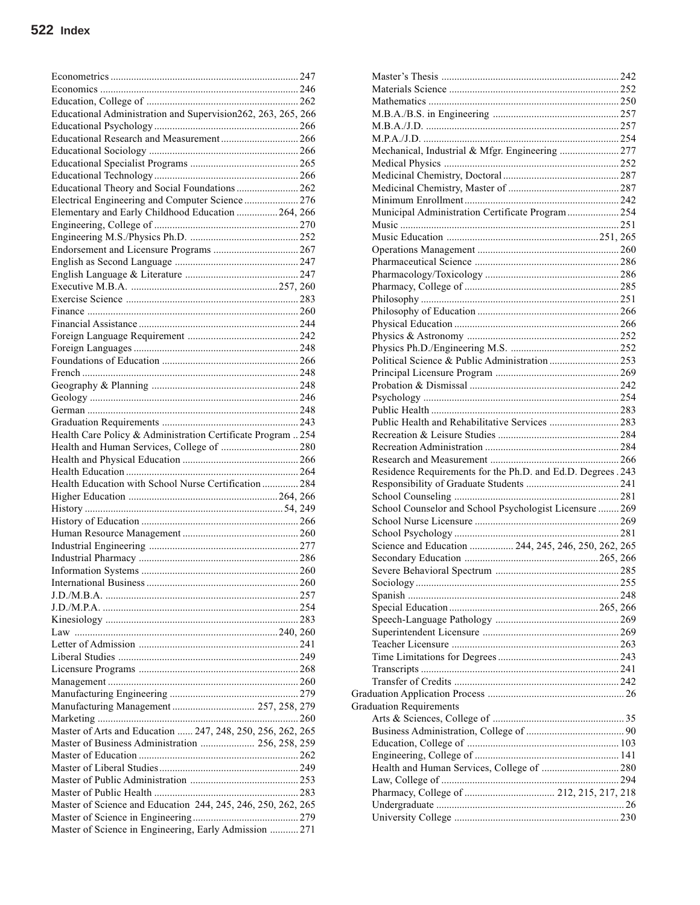Econometrics ........ 247
Economics ........ 246
Education, College of ........ 262
Educational Administration and Supervision262, 263, 265, 266
Educational Psychology ........ 266
Educational Research and Measurement ........ 266
Educational Sociology ........ 266
Educational Specialist Programs ........ 265
Educational Technology ........ 266
Educational Theory and Social Foundations ........ 262
Electrical Engineering and Computer Science ........ 276
Elementary and Early Childhood Education ........ 264, 266
Engineering, College of ........ 270
Engineering M.S./Physics Ph.D. ........ 252
Endorsement and Licensure Programs ........ 267
English as Second Language ........ 247
English Language & Literature ........ 247
Executive M.B.A. ........ 257, 260
Exercise Science ........ 283
Finance ........ 260
Financial Assistance ........ 244
Foreign Language Requirement ........ 242
Foreign Languages ........ 248
Foundations of Education ........ 266
French ........ 248
Geography & Planning ........ 248
Geology ........ 246
German ........ 248
Graduation Requirements ........ 243
Health Care Policy & Administration Certificate Program ... 254
Health and Human Services, College of ........ 280
Health and Physical Education ........ 266
Health Education ........ 264
Health Education with School Nurse Certification ........ 284
Higher Education ........ 264, 266
History ........ 54, 249
History of Education ........ 266
Human Resource Management ........ 260
Industrial Engineering ........ 277
Industrial Pharmacy ........ 286
Information Systems ........ 260
International Business ........ 260
J.D./M.B.A. ........ 257
J.D./M.P.A. ........ 254
Kinesiology ........ 283
Law ........ 240, 260
Letter of Admission ........ 241
Liberal Studies ........ 249
Licensure Programs ........ 268
Management ........ 260
Manufacturing Engineering ........ 279
Manufacturing Management ........ 257, 258, 279
Marketing ........ 260
Master of Arts and Education ...... 247, 248, 250, 256, 262, 265
Master of Business Administration ........ 256, 258, 259
Master of Education ........ 262
Master of Liberal Studies ........ 249
Master of Public Administration ........ 253
Master of Public Health ........ 283
Master of Science and Education 244, 245, 246, 250, 262, 265
Master of Science in Engineering ........ 279
Master of Science in Engineering, Early Admission ........ 271
Master's Thesis ........ 242
Materials Science ........ 252
Mathematics ........ 250
M.B.A./B.S. in Engineering ........ 257
M.B.A./J.D. ........ 257
M.P.A./J.D. ........ 254
Mechanical, Industrial & Mfgr. Engineering ........ 277
Medical Physics ........ 252
Medicinal Chemistry, Doctoral ........ 287
Medicinal Chemistry, Master of ........ 287
Minimum Enrollment ........ 242
Municipal Administration Certificate Program ........ 254
Music ........ 251
Music Education ........ 251, 265
Operations Management ........ 260
Pharmaceutical Science ........ 286
Pharmacology/Toxicology ........ 286
Pharmacy, College of ........ 285
Philosophy ........ 251
Philosophy of Education ........ 266
Physical Education ........ 266
Physics & Astronomy ........ 252
Physics Ph.D./Engineering M.S. ........ 252
Political Science & Public Administration ........ 253
Principal Licensure Program ........ 269
Probation & Dismissal ........ 242
Psychology ........ 254
Public Health ........ 283
Public Health and Rehabilitative Services ........ 283
Recreation & Leisure Studies ........ 284
Recreation Administration ........ 284
Research and Measurement ........ 266
Residence Requirements for the Ph.D. and Ed.D. Degrees . 243
Responsibility of Graduate Students ........ 241
School Counseling ........ 281
School Counselor and School Psychologist Licensure ........ 269
School Nurse Licensure ........ 269
School Psychology ........ 281
Science and Education ........ 244, 245, 246, 250, 262, 265
Secondary Education ........ 265, 266
Severe Behavioral Spectrum ........ 285
Sociology ........ 255
Spanish ........ 248
Special Education ........ 265, 266
Speech-Language Pathology ........ 269
Superintendent Licensure ........ 269
Teacher Licensure ........ 263
Time Limitations for Degrees ........ 243
Transcripts ........ 241
Transfer of Credits ........ 242

Graduation Application Process ........ 26

Graduation Requirements
- Arts & Sciences, College of ........ 35
- Business Administration, College of ........ 90
- Education, College of ........ 103
- Engineering, College of ........ 141
- Health and Human Services, College of ........ 280
- Law, College of ........ 294
- Pharmacy, College of ........ 212, 215, 217, 218
- Undergraduate ........ 26
- University College ........ 230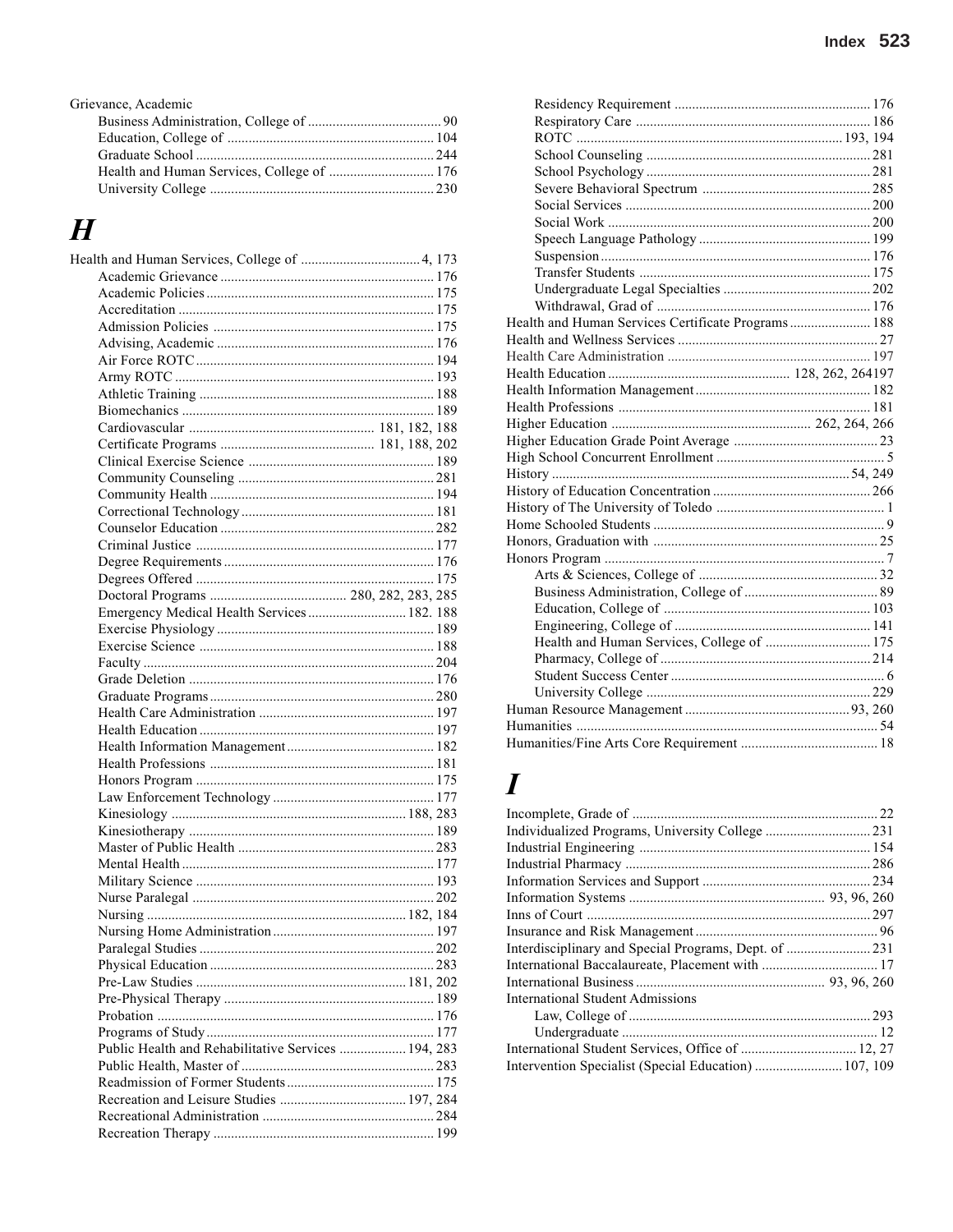Grievance, Academic
- Business Administration, College of ...................................... 90
- Education, College of .......................................................... 104
- Graduate School ................................................................... 244
- Health and Human Services, College of .............................. 176
- University College ............................................................... 230

## H

Health and Human Services, College of .................................. 4, 173
- Academic Grievance ............................................................ 176
- Academic Policies ................................................................ 175
- Accreditation ....................................................................... 175
- Admission Policies .............................................................. 175
- Advising, Academic ............................................................. 176
- Air Force ROTC ................................................................... 194
- Army ROTC ......................................................................... 193
- Athletic Training .................................................................. 188
- Biomechanics ....................................................................... 189
- Cardiovascular .................................................... 181, 182, 188
- Certificate Programs ........................................... 181, 188, 202
- Clinical Exercise Science .................................................... 189
- Community Counseling ....................................................... 281
- Community Health ............................................................... 194
- Correctional Technology ...................................................... 181
- Counselor Education ............................................................ 282
- Criminal Justice ................................................................... 177
- Degree Requirements ........................................................... 176
- Degrees Offered ................................................................... 175
- Doctoral Programs ....................................... 280, 282, 283, 285
- Emergency Medical Health Services ............................ 182. 188
- Exercise Physiology ............................................................. 189
- Exercise Science .................................................................. 188
- Faculty .................................................................................. 204
- Grade Deletion ..................................................................... 176
- Graduate Programs ............................................................... 280
- Health Care Administration ................................................. 197
- Health Education .................................................................. 197
- Health Information Management ......................................... 182
- Health Professions ................................................................ 181
- Honors Program ................................................................... 175
- Law Enforcement Technology ............................................. 177
- Kinesiology .................................................................. 188, 283
- Kinesiotherapy ..................................................................... 189
- Master of Public Health ....................................................... 283
- Mental Health ....................................................................... 177
- Military Science ................................................................... 193
- Nurse Paralegal .................................................................... 202
- Nursing ......................................................................... 182, 184
- Nursing Home Administration ............................................. 197
- Paralegal Studies .................................................................. 202
- Physical Education ............................................................... 283
- Pre-Law Studies ........................................................... 181, 202
- Pre-Physical Therapy ........................................................... 189
- Probation .............................................................................. 176
- Programs of Study ................................................................ 177
- Public Health and Rehabilitative Services ................... 194, 283
- Public Health, Master of ....................................................... 283
- Readmission of Former Students .......................................... 175
- Recreation and Leisure Studies .................................... 197, 284
- Recreational Administration ................................................ 284
- Recreation Therapy .............................................................. 199
- Residency Requirement ....................................................... 176
- Respiratory Care .................................................................. 186
- ROTC ........................................................................... 193, 194
- School Counseling ............................................................... 281
- School Psychology ............................................................... 281
- Severe Behavioral Spectrum ............................................... 285
- Social Services ..................................................................... 200
- Social Work .......................................................................... 200
- Speech Language Pathology ................................................ 199
- Suspension ............................................................................ 176
- Transfer Students ................................................................. 175
- Undergraduate Legal Specialties .......................................... 202
- Withdrawal, Grad of ............................................................ 176

Health and Human Services Certificate Programs ....................... 188
Health and Wellness Services ......................................................... 27
Health Care Administration ........................................................... 197
Health Education .................................................... 128, 262, 264197
Health Information Management .................................................. 182
Health Professions ........................................................................ 181
Higher Education ......................................................... 262, 264, 266
Higher Education Grade Point Average .......................................... 23
High School Concurrent Enrollment ................................................ 5
History .................................................................................... 54, 249
History of Education Concentration ............................................. 266
History of The University of Toledo ................................................ 1
Home Schooled Students .................................................................. 9
Honors, Graduation with ................................................................ 25
Honors Program ................................................................................ 7
- Arts & Sciences, College of ................................................... 32
- Business Administration, College of ...................................... 89
- Education, College of .......................................................... 103
- Engineering, College of ........................................................ 141
- Health and Human Services, College of .............................. 175
- Pharmacy, College of ........................................................... 214
- Student Success Center ............................................................ 6
- University College ............................................................... 229

Human Resource Management .............................................. 93, 260
Humanities ...................................................................................... 54
Humanities/Fine Arts Core Requirement ....................................... 18

## I

Incomplete, Grade of ...................................................................... 22
Individualized Programs, University College .............................. 231
Industrial Engineering ................................................................. 154
Industrial Pharmacy ..................................................................... 286
Information Services and Support ................................................ 234
Information Systems ........................................................ 93, 96, 260
Inns of Court ................................................................................. 297
Insurance and Risk Management .................................................... 96
Interdisciplinary and Special Programs, Dept. of ........................ 231
International Baccalaureate, Placement with ................................. 17
International Business ..................................................... 93, 96, 260
International Student Admissions
- Law, College of .................................................................... 293
- Undergraduate ........................................................................ 12

International Student Services, Office of ................................. 12, 27
Intervention Specialist (Special Education) ......................... 107, 109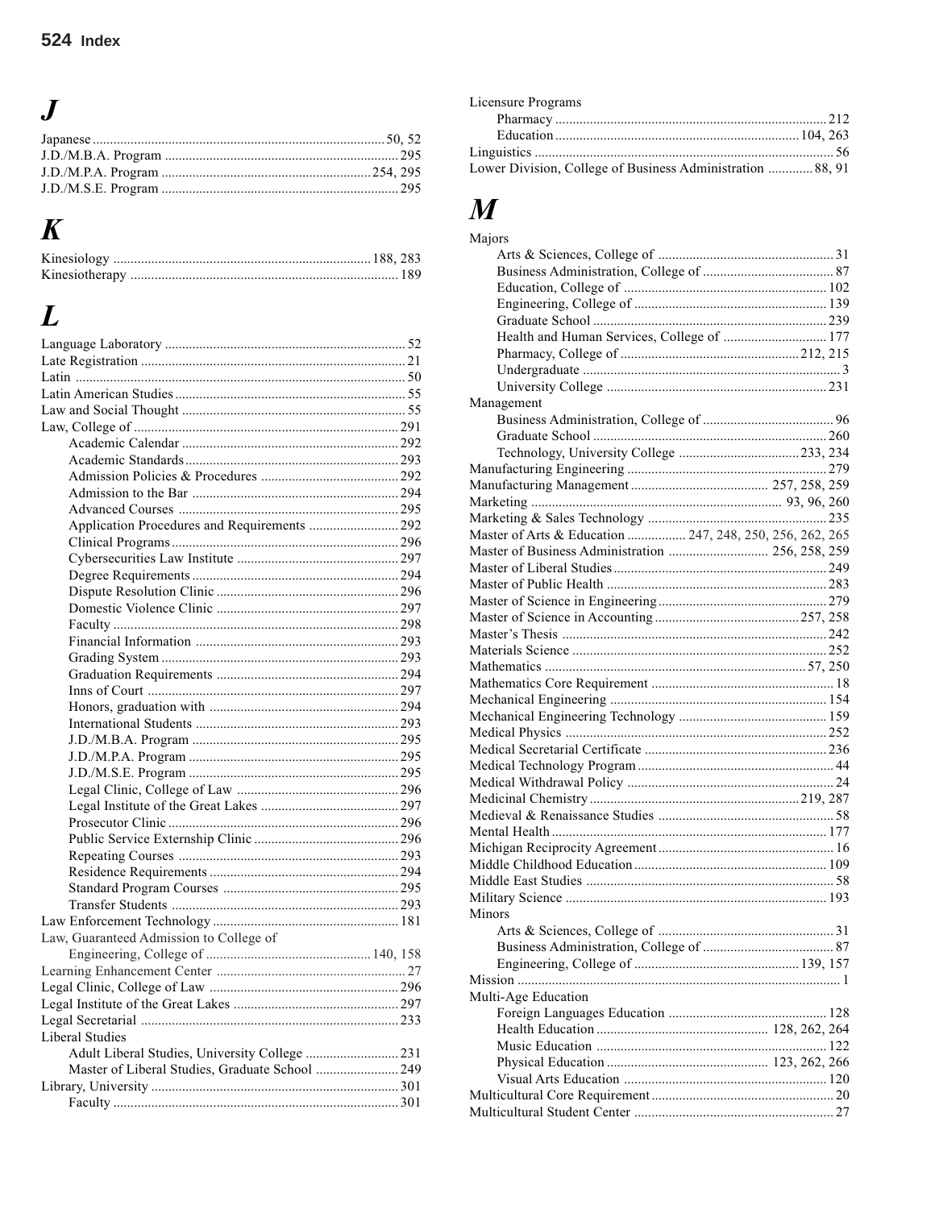## J

Japanese .......... 50, 52
J.D./M.B.A. Program .......... 295
J.D./M.P.A. Program .......... 254, 295
J.D./M.S.E. Program .......... 295

## K

Kinesiology .......... 188, 283
Kinesiotherapy .......... 189

## L

Language Laboratory .......... 52
Late Registration .......... 21
Latin .......... 50
Latin American Studies .......... 55
Law and Social Thought .......... 55
Law, College of .......... 291
  Academic Calendar .......... 292
  Academic Standards .......... 293
  Admission Policies & Procedures .......... 292
  Admission to the Bar .......... 294
  Advanced Courses .......... 295
  Application Procedures and Requirements .......... 292
  Clinical Programs .......... 296
  Cybersecurities Law Institute .......... 297
  Degree Requirements .......... 294
  Dispute Resolution Clinic .......... 296
  Domestic Violence Clinic .......... 297
  Faculty .......... 298
  Financial Information .......... 293
  Grading System .......... 293
  Graduation Requirements .......... 294
  Inns of Court .......... 297
  Honors, graduation with .......... 294
  International Students .......... 293
  J.D./M.B.A. Program .......... 295
  J.D./M.P.A. Program .......... 295
  J.D./M.S.E. Program .......... 295
  Legal Clinic, College of Law .......... 296
  Legal Institute of the Great Lakes .......... 297
  Prosecutor Clinic .......... 296
  Public Service Externship Clinic .......... 296
  Repeating Courses .......... 293
  Residence Requirements .......... 294
  Standard Program Courses .......... 295
  Transfer Students .......... 293
Law Enforcement Technology .......... 181
Law, Guaranteed Admission to College of
  Engineering, College of .......... 140, 158
Learning Enhancement Center .......... 27
Legal Clinic, College of Law .......... 296
Legal Institute of the Great Lakes .......... 297
Legal Secretarial .......... 233
Liberal Studies
  Adult Liberal Studies, University College .......... 231
  Master of Liberal Studies, Graduate School .......... 249
Library, University .......... 301
  Faculty .......... 301
Licensure Programs
  Pharmacy .......... 212
  Education .......... 104, 263
Linguistics .......... 56
Lower Division, College of Business Administration .......... 88, 91

## M

Majors
  Arts & Sciences, College of .......... 31
  Business Administration, College of .......... 87
  Education, College of .......... 102
  Engineering, College of .......... 139
  Graduate School .......... 239
  Health and Human Services, College of .......... 177
  Pharmacy, College of .......... 212, 215
  Undergraduate .......... 3
  University College .......... 231
Management
  Business Administration, College of .......... 96
  Graduate School .......... 260
  Technology, University College .......... 233, 234
Manufacturing Engineering .......... 279
Manufacturing Management .......... 257, 258, 259
Marketing .......... 93, 96, 260
Marketing & Sales Technology .......... 235
Master of Arts & Education .......... 247, 248, 250, 256, 262, 265
Master of Business Administration .......... 256, 258, 259
Master of Liberal Studies .......... 249
Master of Public Health .......... 283
Master of Science in Engineering .......... 279
Master of Science in Accounting .......... 257, 258
Master's Thesis .......... 242
Materials Science .......... 252
Mathematics .......... 57, 250
Mathematics Core Requirement .......... 18
Mechanical Engineering .......... 154
Mechanical Engineering Technology .......... 159
Medical Physics .......... 252
Medical Secretarial Certificate .......... 236
Medical Technology Program .......... 44
Medical Withdrawal Policy .......... 24
Medicinal Chemistry .......... 219, 287
Medieval & Renaissance Studies .......... 58
Mental Health .......... 177
Michigan Reciprocity Agreement .......... 16
Middle Childhood Education .......... 109
Middle East Studies .......... 58
Military Science .......... 193
Minors
  Arts & Sciences, College of .......... 31
  Business Administration, College of .......... 87
  Engineering, College of .......... 139, 157
Mission .......... 1
Multi-Age Education
  Foreign Languages Education .......... 128
  Health Education .......... 128, 262, 264
  Music Education .......... 122
  Physical Education .......... 123, 262, 266
  Visual Arts Education .......... 120
Multicultural Core Requirement .......... 20
Multicultural Student Center .......... 27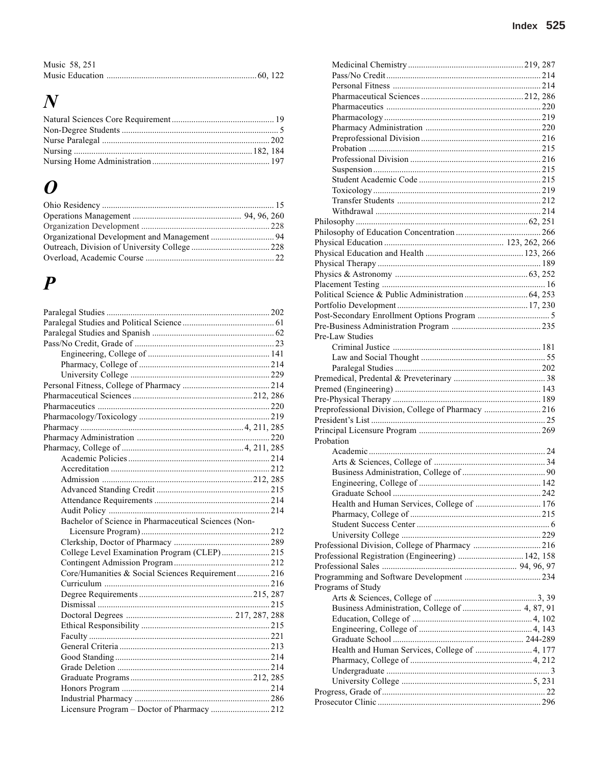Music 58, 251
Music Education ..... 60, 122

# N

Natural Sciences Core Requirement ..... 19
Non-Degree Students ..... 5
Nurse Paralegal ..... 202
Nursing ..... 182, 184
Nursing Home Administration ..... 197

# O

Ohio Residency ..... 15
Operations Management ..... 94, 96, 260
Organization Development ..... 228
Organizational Development and Management ..... 94
Outreach, Division of University College ..... 228
Overload, Academic Course ..... 22

# P

Paralegal Studies ..... 202
Paralegal Studies and Political Science ..... 61
Paralegal Studies and Spanish ..... 62
Pass/No Credit, Grade of ..... 23
- Engineering, College of ..... 141
- Pharmacy, College of ..... 214
- University College ..... 229

Personal Fitness, College of Pharmacy ..... 214
Pharmaceutical Sciences ..... 212, 286
Pharmaceutics ..... 220
Pharmacology/Toxicology ..... 219
Pharmacy ..... 4, 211, 285
Pharmacy Administration ..... 220
Pharmacy, College of ..... 4, 211, 285
- Academic Policies ..... 214
- Accreditation ..... 212
- Admission ..... 212, 285
- Advanced Standing Credit ..... 215
- Attendance Requirements ..... 214
- Audit Policy ..... 214
- Bachelor of Science in Pharmaceutical Sciences (Non-Licensure Program) ..... 212
- Clerkship, Doctor of Pharmacy ..... 289
- College Level Examination Program (CLEP) ..... 215
- Contingent Admission Program ..... 212
- Core/Humanities & Social Sciences Requirement ..... 216
- Curriculum ..... 216
- Degree Requirements ..... 215, 287
- Dismissal ..... 215
- Doctoral Degrees ..... 217, 287, 288
- Ethical Responsibility ..... 215
- Faculty ..... 221
- General Criteria ..... 213
- Good Standing ..... 214
- Grade Deletion ..... 214
- Graduate Programs ..... 212, 285
- Honors Program ..... 214
- Industrial Pharmacy ..... 286
- Licensure Program – Doctor of Pharmacy ..... 212
- Medicinal Chemistry ..... 219, 287
- Pass/No Credit ..... 214
- Personal Fitness ..... 214
- Pharmaceutical Sciences ..... 212, 286
- Pharmaceutics ..... 220
- Pharmacology ..... 219
- Pharmacy Administration ..... 220
- Preprofessional Division ..... 216
- Probation ..... 215
- Professional Division ..... 216
- Suspension ..... 215
- Student Academic Code ..... 215
- Toxicology ..... 219
- Transfer Students ..... 212
- Withdrawal ..... 214

Philosophy ..... 62, 251
Philosophy of Education Concentration ..... 266
Physical Education ..... 123, 262, 266
Physical Education and Health ..... 123, 266
Physical Therapy ..... 189
Physics & Astronomy ..... 63, 252
Placement Testing ..... 16
Political Science & Public Administration ..... 64, 253
Portfolio Development ..... 17, 230
Post-Secondary Enrollment Options Program ..... 5
Pre-Business Administration Program ..... 235
Pre-Law Studies
- Criminal Justice ..... 181
- Law and Social Thought ..... 55
- Paralegal Studies ..... 202

Premedical, Predental & Preveterinary ..... 38
Premed (Engineering) ..... 143
Pre-Physical Therapy ..... 189
Preprofessional Division, College of Pharmacy ..... 216
President's List ..... 25
Principal Licensure Program ..... 269
Probation
- Academic ..... 24
- Arts & Sciences, College of ..... 34
- Business Administration, College of ..... 90
- Engineering, College of ..... 142
- Graduate School ..... 242
- Health and Human Services, College of ..... 176
- Pharmacy, College of ..... 215
- Student Success Center ..... 6
- University College ..... 229

Professional Division, College of Pharmacy ..... 216
Professional Registration (Engineering) ..... 142, 158
Professional Sales ..... 94, 96, 97
Programming and Software Development ..... 234
Programs of Study
- Arts & Sciences, College of ..... 3, 39
- Business Administration, College of ..... 4, 87, 91
- Education, College of ..... 4, 102
- Engineering, College of ..... 4, 143
- Graduate School ..... 244-289
- Health and Human Services, College of ..... 4, 177
- Pharmacy, College of ..... 4, 212
- Undergraduate ..... 3
- University College ..... 5, 231

Progress, Grade of ..... 22
Prosecutor Clinic ..... 296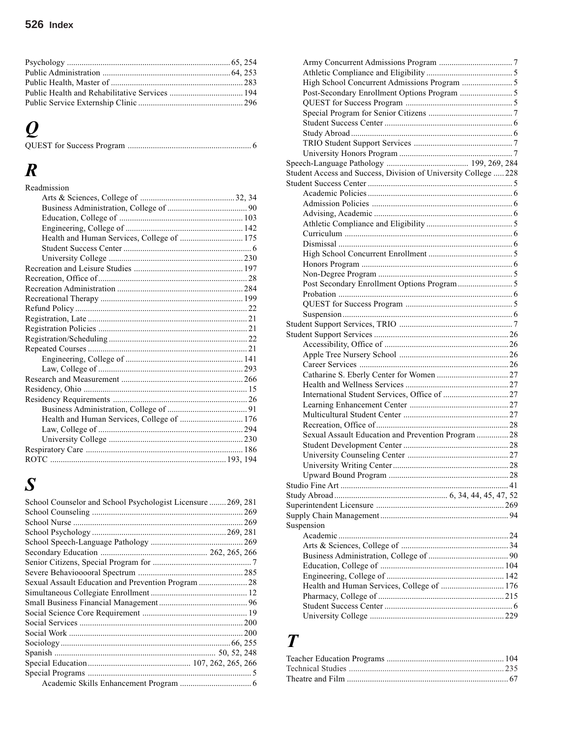Psychology ............................................................................ 65, 254
Public Administration ............................................................ 64, 253
Public Health, Master of ............................................................. 283
Public Health and Rehabilitative Services .................................. 194
Public Service Externship Clinic ................................................ 296

## Q

QUEST for Success Program .......................................................... 6

## R

Readmission
- Arts & Sciences, College of ............................................ 32, 34
- Business Administration, College of ..................................... 90
- Education, College of .......................................................... 103
- Engineering, College of ....................................................... 142
- Health and Human Services, College of .............................. 175
- Student Success Center ............................................................ 6
- University College ................................................................ 230

Recreation and Leisure Studies ................................................... 197
Recreation, Office of ...................................................................... 28
Recreation Administration ........................................................... 284
Recreational Therapy ................................................................... 199
Refund Policy ................................................................................. 22
Registration, Late ........................................................................... 21
Registration Policies ...................................................................... 21
Registration/Scheduling ................................................................. 22
Repeated Courses ........................................................................... 21
- Engineering, College of ....................................................... 141
- Law, College of .................................................................... 293

Research and Measurement .......................................................... 266
Residency, Ohio ............................................................................. 15
Residency Requirements ............................................................... 26
- Business Administration, College of ..................................... 91
- Health and Human Services, College of .............................. 176
- Law, College of .................................................................... 294
- University College ................................................................ 230

Respiratory Care .......................................................................... 186
ROTC .................................................................................. 193, 194

## S

School Counselor and School Psychologist Licensure ........ 269, 281
School Counseling ....................................................................... 269
School Nurse ................................................................................ 269
School Psychology ............................................................... 269, 281
School Speech-Language Pathology ............................................ 269
Secondary Education .................................................. 262, 265, 266
Senior Citizens, Special Program for .............................................. 7
Severe Behavioooral Spectrum ................................................... 285
Sexual Assault Education and Prevention Program ....................... 28
Simultaneous Collegiate Enrollment ............................................. 12
Small Business Financial Management ......................................... 96
Social Science Core Requirement ................................................. 19
Social Services ............................................................................. 200
Social Work ................................................................................. 200
Sociology ................................................................................ 66, 255
Spanish ............................................................................ 50, 52, 248
Special Education ................................................ 107, 262, 265, 266
Special Programs ............................................................................. 5
- Academic Skills Enhancement Program .................................. 6
- Army Concurrent Admissions Program ................................... 7
- Athletic Compliance and Eligibility ......................................... 5
- High School Concurrent Admissions Program ........................ 5
- Post-Secondary Enrollment Options Program ......................... 5
- QUEST for Success Program .................................................. 5
- Special Program for Senior Citizens ........................................ 7
- Student Success Center ............................................................ 6
- Study Abroad ............................................................................ 6
- TRIO Student Support Services ............................................... 7
- University Honors Program ...................................................... 7

Speech-Language Pathology ....................................... 199, 269, 284
Student Access and Success, Division of University College ..... 228
Student Success Center .................................................................... 5
- Academic Policies ................................................................... 6
- Admission Policies .................................................................. 6
- Advising, Academic ................................................................. 6
- Athletic Compliance and Eligibility ......................................... 5
- Curriculum ............................................................................... 6
- Dismissal .................................................................................. 6
- High School Concurrent Enrollment ........................................ 5
- Honors Program ....................................................................... 6
- Non-Degree Program ............................................................... 5
- Post Secondary Enrollment Options Program .......................... 5
- Probation .................................................................................. 6
- QUEST for Success Program .................................................. 5
- Suspension ................................................................................ 6

Student Support Services, TRIO ..................................................... 7
Student Support Services .............................................................. 26
- Accessibility, Office of .......................................................... 26
- Apple Tree Nursery School .................................................... 26
- Career Services ...................................................................... 26
- Catharine S. Eberly Center for Women .................................. 27
- Health and Wellness Services ................................................ 27
- International Student Services, Office of ............................... 27
- Learning Enhancement Center ............................................... 27
- Multicultural Student Center .................................................. 27
- Recreation, Office of .............................................................. 28
- Sexual Assault Education and Prevention Program ............... 28
- Student Development Center .................................................. 28
- University Counseling Center ................................................ 27
- University Writing Center ...................................................... 28
- Upward Bound Program ......................................................... 28

Studio Fine Art ............................................................................... 41
Study Abroad ................................................... 6, 34, 44, 45, 47, 52
Superintendent Licensure ............................................................ 269
Supply Chain Management ............................................................ 94
Suspension
- Academic ................................................................................ 24
- Arts & Sciences, College of .................................................. 34
- Business Administration, College of ..................................... 90
- Education, College of ........................................................... 104
- Engineering, College of ....................................................... 142
- Health and Human Services, College of .............................. 176
- Pharmacy, College of ........................................................... 215
- Student Success Center ............................................................ 6
- University College ................................................................ 229

## T

Teacher Education Programs ....................................................... 104
Technical Studies ......................................................................... 235
Theatre and Film ............................................................................ 67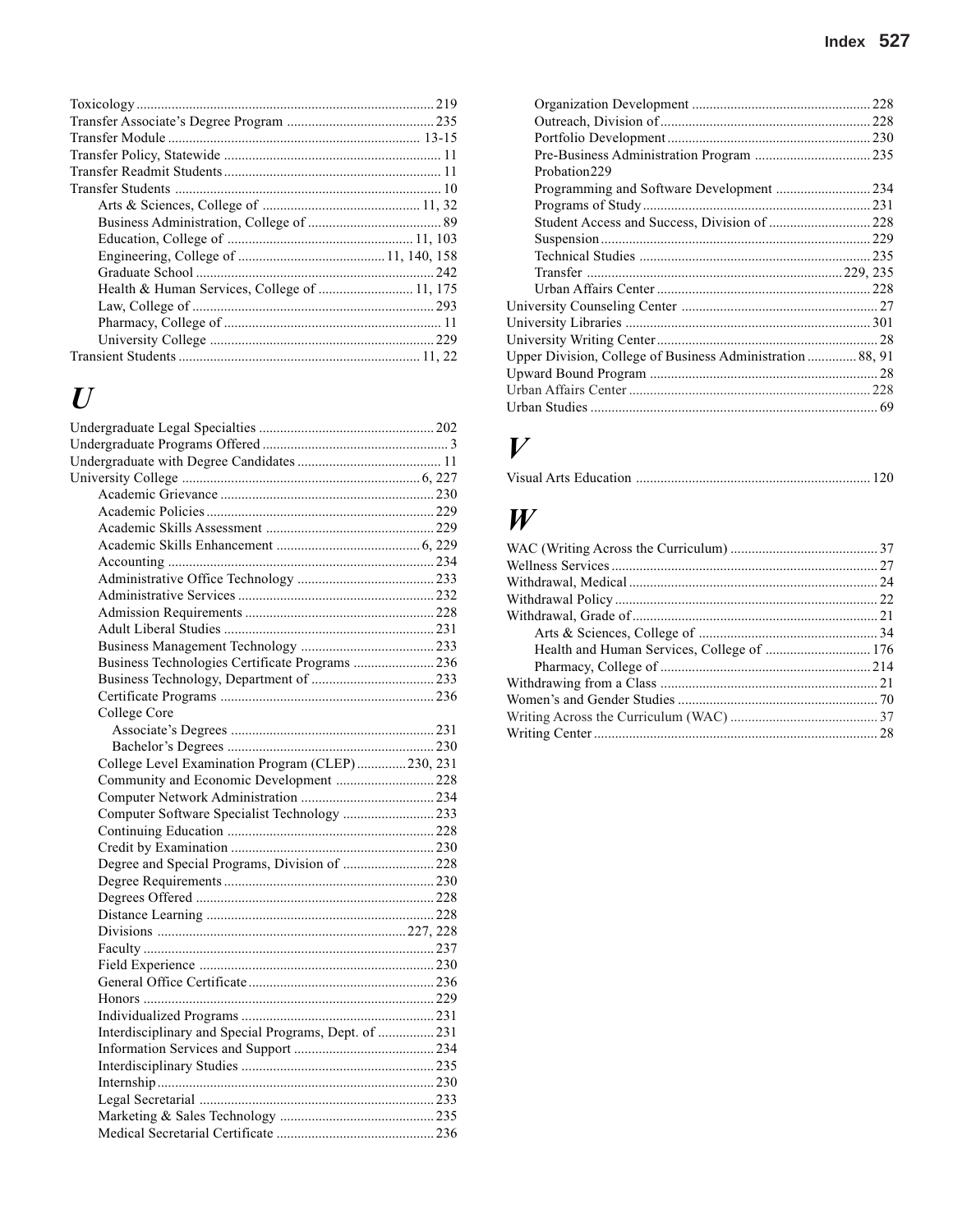Toxicology ........ 219
Transfer Associate's Degree Program ........ 235
Transfer Module ........ 13-15
Transfer Policy, Statewide ........ 11
Transfer Readmit Students ........ 11
Transfer Students ........ 10
- Arts & Sciences, College of ........ 11, 32
- Business Administration, College of ........ 89
- Education, College of ........ 11, 103
- Engineering, College of ........ 11, 140, 158
- Graduate School ........ 242
- Health & Human Services, College of ........ 11, 175
- Law, College of ........ 293
- Pharmacy, College of ........ 11
- University College ........ 229

Transient Students ........ 11, 22

## U

Undergraduate Legal Specialties ........ 202
Undergraduate Programs Offered ........ 3
Undergraduate with Degree Candidates ........ 11
University College ........ 6, 227
- Academic Grievance ........ 230
- Academic Policies ........ 229
- Academic Skills Assessment ........ 229
- Academic Skills Enhancement ........ 6, 229
- Accounting ........ 234
- Administrative Office Technology ........ 233
- Administrative Services ........ 232
- Admission Requirements ........ 228
- Adult Liberal Studies ........ 231
- Business Management Technology ........ 233
- Business Technologies Certificate Programs ........ 236
- Business Technology, Department of ........ 233
- Certificate Programs ........ 236
- College Core
  - Associate's Degrees ........ 231
  - Bachelor's Degrees ........ 230
- College Level Examination Program (CLEP) ........ 230, 231
- Community and Economic Development ........ 228
- Computer Network Administration ........ 234
- Computer Software Specialist Technology ........ 233
- Continuing Education ........ 228
- Credit by Examination ........ 230
- Degree and Special Programs, Division of ........ 228
- Degree Requirements ........ 230
- Degrees Offered ........ 228
- Distance Learning ........ 228
- Divisions ........ 227, 228
- Faculty ........ 237
- Field Experience ........ 230
- General Office Certificate ........ 236
- Honors ........ 229
- Individualized Programs ........ 231
- Interdisciplinary and Special Programs, Dept. of ........ 231
- Information Services and Support ........ 234
- Interdisciplinary Studies ........ 235
- Internship ........ 230
- Legal Secretarial ........ 233
- Marketing & Sales Technology ........ 235
- Medical Secretarial Certificate ........ 236
- Organization Development ........ 228
- Outreach, Division of ........ 228
- Portfolio Development ........ 230
- Pre-Business Administration Program ........ 235
- Probation229
- Programming and Software Development ........ 234
- Programs of Study ........ 231
- Student Access and Success, Division of ........ 228
- Suspension ........ 229
- Technical Studies ........ 235
- Transfer ........ 229, 235
- Urban Affairs Center ........ 228

University Counseling Center ........ 27
University Libraries ........ 301
University Writing Center ........ 28
Upper Division, College of Business Administration ........ 88, 91
Upward Bound Program ........ 28
Urban Affairs Center ........ 228
Urban Studies ........ 69

## V

Visual Arts Education ........ 120

## W

WAC (Writing Across the Curriculum) ........ 37
Wellness Services ........ 27
Withdrawal, Medical ........ 24
Withdrawal Policy ........ 22
Withdrawal, Grade of ........ 21
- Arts & Sciences, College of ........ 34
- Health and Human Services, College of ........ 176
- Pharmacy, College of ........ 214

Withdrawing from a Class ........ 21
Women's and Gender Studies ........ 70
Writing Across the Curriculum (WAC) ........ 37
Writing Center ........ 28